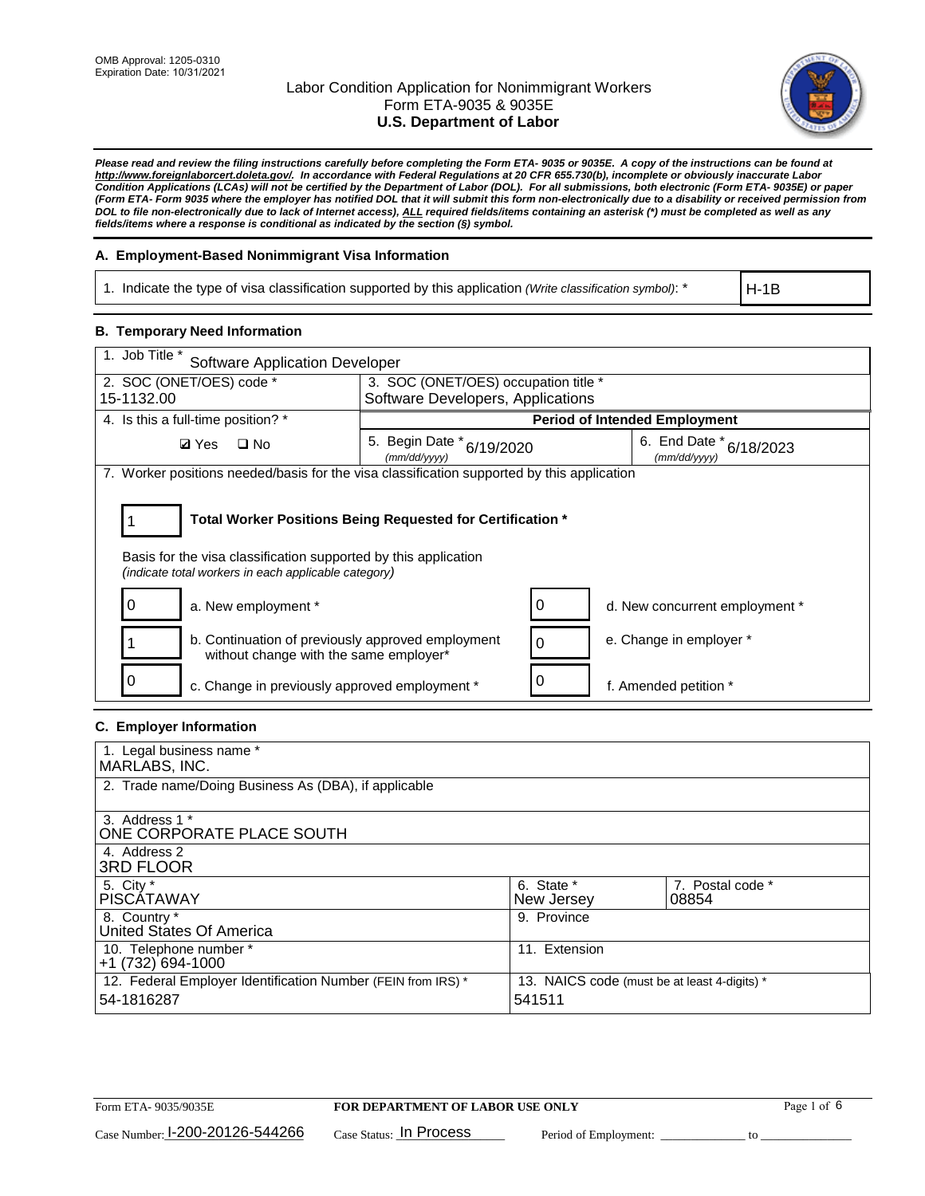OMB Approval: 1205-0310
Expiration Date: 10/31/2021

# Labor Condition Application for Nonimmigrant Workers
## Form ETA-9035 & 9035E
## U.S. Department of Labor

*Please read and review the filing instructions carefully before completing the Form ETA- 9035 or 9035E. A copy of the instructions can be found at http://www.foreignlaborcert.doleta.gov/. In accordance with Federal Regulations at 20 CFR 655.730(b), incomplete or obviously inaccurate Labor Condition Applications (LCAs) will not be certified by the Department of Labor (DOL). For all submissions, both electronic (Form ETA- 9035E) or paper (Form ETA- Form 9035 where the employer has notified DOL that it will submit this form non-electronically due to a disability or received permission from DOL to file non-electronically due to lack of Internet access), ALL required fields/items containing an asterisk (*) must be completed as well as any fields/items where a response is conditional as indicated by the section (§) symbol.*

### A. Employment-Based Nonimmigrant Visa Information

| 1. Indicate the type of visa classification supported by this application *(Write classification symbol)*: * | H-1B |
|---|---|

### B. Temporary Need Information

| 1. Job Title * Software Application Developer | | |
|---|---|---|
| 2. SOC (ONET/OES) code * 15-1132.00 | 3. SOC (ONET/OES) occupation title * Software Developers, Applications | |
| 4. Is this a full-time position? * | **Period of Intended Employment** | |
| ☑ Yes ☐ No | 5. Begin Date * (mm/dd/yyyy) 6/19/2020 | 6. End Date * (mm/dd/yyyy) 6/18/2023 |

7. Worker positions needed/basis for the visa classification supported by this application

1 — **Total Worker Positions Being Requested for Certification ***

Basis for the visa classification supported by this application
*(indicate total workers in each applicable category)*

| | | | |
|---|---|---|---|
| 0 | a. New employment * | 0 | d. New concurrent employment * |
| 1 | b. Continuation of previously approved employment without change with the same employer* | 0 | e. Change in employer * |
| 0 | c. Change in previously approved employment * | 0 | f. Amended petition * |

### C. Employer Information

| | | |
|---|---|---|
| 1. Legal business name * MARLABS, INC. | | |
| 2. Trade name/Doing Business As (DBA), if applicable | | |
| 3. Address 1 * ONE CORPORATE PLACE SOUTH | | |
| 4. Address 2 3RD FLOOR | | |
| 5. City * PISCATAWAY | 6. State * New Jersey | 7. Postal code * 08854 |
| 8. Country * United States Of America | 9. Province | |
| 10. Telephone number * +1 (732) 694-1000 | 11. Extension | |
| 12. Federal Employer Identification Number (FEIN from IRS) * 54-1816287 | 13. NAICS code (must be at least 4-digits) * 541511 | |

Form ETA- 9035/9035E — **FOR DEPARTMENT OF LABOR USE ONLY**

Case Number: I-200-20126-544266 Case Status: In Process Period of Employment: _____________ to _____________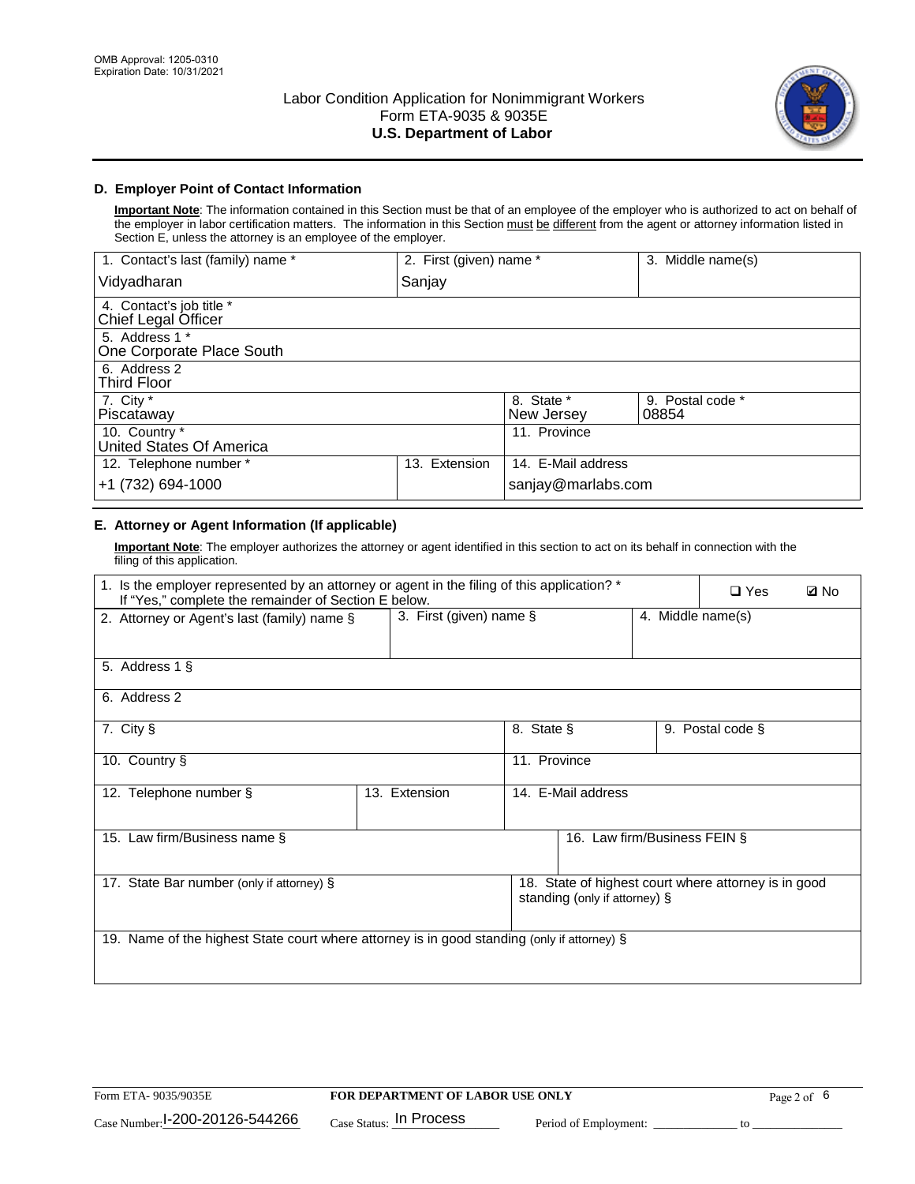## D. Employer Point of Contact Information

**Important Note**: The information contained in this Section must be that of an employee of the employer who is authorized to act on behalf of the employer in labor certification matters. The information in this Section must be different from the agent or attorney information listed in Section E, unless the attorney is an employee of the employer.

| 1. Contact's last (family) name * | 2. First (given) name * | | 3. Middle name(s) |
|---|---|---|---|
| Vidyadharan | Sanjay | | |
| 4. Contact's job title * Chief Legal Officer | | | |
| 5. Address 1 * One Corporate Place South | | | |
| 6. Address 2 Third Floor | | | |
| 7. City * Piscataway | | 8. State * New Jersey | 9. Postal code * 08854 |
| 10. Country * United States Of America | | 11. Province | |
| 12. Telephone number * | 13. Extension | 14. E-Mail address | |
| +1 (732) 694-1000 | | sanjay@marlabs.com | |

## E. Attorney or Agent Information (If applicable)

**Important Note**: The employer authorizes the attorney or agent identified in this section to act on its behalf in connection with the filing of this application.

| 1. Is the employer represented by an attorney or agent in the filing of this application? * If "Yes," complete the remainder of Section E below. | | | ❑ Yes ☑ No |
|---|---|---|---|
| 2. Attorney or Agent's last (family) name § | 3. First (given) name § | | 4. Middle name(s) |
| 5. Address 1 § | | | |
| 6. Address 2 | | | |
| 7. City § | | 8. State § | 9. Postal code § |
| 10. Country § | | 11. Province | |
| 12. Telephone number § | 13. Extension | 14. E-Mail address | |
| 15. Law firm/Business name § | | | 16. Law firm/Business FEIN § |
| 17. State Bar number (only if attorney) § | | 18. State of highest court where attorney is in good standing (only if attorney) § | |
| 19. Name of the highest State court where attorney is in good standing (only if attorney) § | | | |

Form ETA- 9035/9035E | **FOR DEPARTMENT OF LABOR USE ONLY**

Case Number: I-200-20126-544266 Case Status: In Process Period of Employment: _____________ to _______________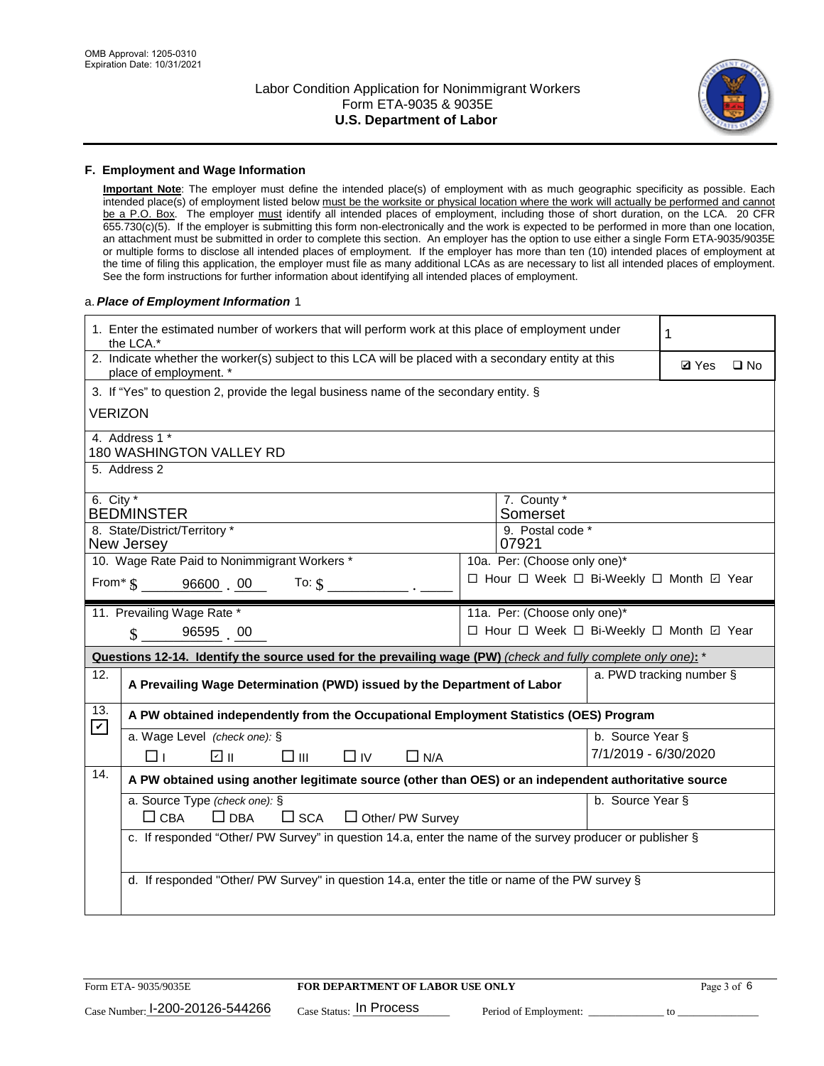OMB Approval: 1205-0310
Expiration Date: 10/31/2021

# Labor Condition Application for Nonimmigrant Workers
## Form ETA-9035 & 9035E
## U.S. Department of Labor

### F. Employment and Wage Information

**Important Note**: The employer must define the intended place(s) of employment with as much geographic specificity as possible. Each intended place(s) of employment listed below must be the worksite or physical location where the work will actually be performed and cannot be a P.O. Box. The employer must identify all intended places of employment, including those of short duration, on the LCA. 20 CFR 655.730(c)(5). If the employer is submitting this form non-electronically and the work is expected to be performed in more than one location, an attachment must be submitted in order to complete this section. An employer has the option to use either a single Form ETA-9035/9035E or multiple forms to disclose all intended places of employment. If the employer has more than ten (10) intended places of employment at the time of filing this application, the employer must file as many additional LCAs as are necessary to list all intended places of employment. See the form instructions for further information about identifying all intended places of employment.

a. *Place of Employment Information* 1

| | |
|---|---|
| 1. Enter the estimated number of workers that will perform work at this place of employment under the LCA.* | 1 |
| 2. Indicate whether the worker(s) subject to this LCA will be placed with a secondary entity at this place of employment. * | ☑ Yes ☐ No |
| 3. If "Yes" to question 2, provide the legal business name of the secondary entity. § VERIZON | |
| 4. Address 1 * 180 WASHINGTON VALLEY RD | |
| 5. Address 2 | |
| 6. City * BEDMINSTER | 7. County * Somerset |
| 8. State/District/Territory * New Jersey | 9. Postal code * 07921 |
| 10. Wage Rate Paid to Nonimmigrant Workers * From* $ 96600 . 00 To: $ ______ . ____ | 10a. Per: (Choose only one)* ☐ Hour ☐ Week ☐ Bi-Weekly ☐ Month ☑ Year |
| 11. Prevailing Wage Rate * $ 96595 . 00 | 11a. Per: (Choose only one)* ☐ Hour ☐ Week ☐ Bi-Weekly ☐ Month ☑ Year |

**Questions 12-14. Identify the source used for the prevailing wage (PW)** *(check and fully complete only one)*: *

| | | |
|---|---|---|
| 12. | **A Prevailing Wage Determination (PWD) issued by the Department of Labor** | a. PWD tracking number § |
| 13. ☑ | **A PW obtained independently from the Occupational Employment Statistics (OES) Program** | |
| | a. Wage Level *(check one):* § ☐ I ☑ II ☐ III ☐ IV ☐ N/A | b. Source Year § 7/1/2019 - 6/30/2020 |
| 14. | **A PW obtained using another legitimate source (other than OES) or an independent authoritative source** | |
| | a. Source Type *(check one):* § ☐ CBA ☐ DBA ☐ SCA ☐ Other/ PW Survey | b. Source Year § |
| | c. If responded "Other/ PW Survey" in question 14.a, enter the name of the survey producer or publisher § | |
| | d. If responded "Other/ PW Survey" in question 14.a, enter the title or name of the PW survey § | |

Form ETA- 9035/9035E | **FOR DEPARTMENT OF LABOR USE ONLY** | Case Number: I-200-20126-544266 | Case Status: In Process | Period of Employment: ____________ to ____________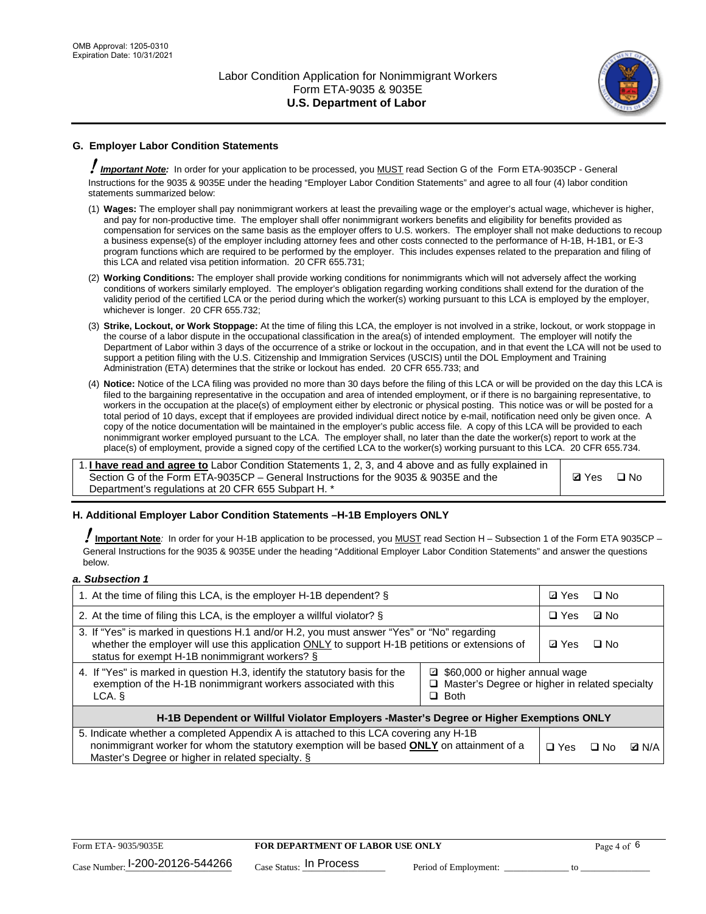## G. Employer Labor Condition Statements

! ***Important Note:*** In order for your application to be processed, you MUST read Section G of the Form ETA-9035CP - General Instructions for the 9035 & 9035E under the heading "Employer Labor Condition Statements" and agree to all four (4) labor condition statements summarized below:

(1) **Wages:** The employer shall pay nonimmigrant workers at least the prevailing wage or the employer's actual wage, whichever is higher, and pay for non-productive time. The employer shall offer nonimmigrant workers benefits and eligibility for benefits provided as compensation for services on the same basis as the employer offers to U.S. workers. The employer shall not make deductions to recoup a business expense(s) of the employer including attorney fees and other costs connected to the performance of H-1B, H-1B1, or E-3 program functions which are required to be performed by the employer. This includes expenses related to the preparation and filing of this LCA and related visa petition information. 20 CFR 655.731;

(2) **Working Conditions:** The employer shall provide working conditions for nonimmigrants which will not adversely affect the working conditions of workers similarly employed. The employer's obligation regarding working conditions shall extend for the duration of the validity period of the certified LCA or the period during which the worker(s) working pursuant to this LCA is employed by the employer, whichever is longer. 20 CFR 655.732;

(3) **Strike, Lockout, or Work Stoppage:** At the time of filing this LCA, the employer is not involved in a strike, lockout, or work stoppage in the course of a labor dispute in the occupational classification in the area(s) of intended employment. The employer will notify the Department of Labor within 3 days of the occurrence of a strike or lockout in the occupation, and in that event the LCA will not be used to support a petition filing with the U.S. Citizenship and Immigration Services (USCIS) until the DOL Employment and Training Administration (ETA) determines that the strike or lockout has ended. 20 CFR 655.733; and

(4) **Notice:** Notice of the LCA filing was provided no more than 30 days before the filing of this LCA or will be provided on the day this LCA is filed to the bargaining representative in the occupation and area of intended employment, or if there is no bargaining representative, to workers in the occupation at the place(s) of employment either by electronic or physical posting. This notice was or will be posted for a total period of 10 days, except that if employees are provided individual direct notice by e-mail, notification need only be given once. A copy of the notice documentation will be maintained in the employer's public access file. A copy of this LCA will be provided to each nonimmigrant worker employed pursuant to the LCA. The employer shall, no later than the date the worker(s) report to work at the place(s) of employment, provide a signed copy of the certified LCA to the worker(s) working pursuant to this LCA. 20 CFR 655.734.

| | |
|---|---|
| 1. **I have read and agree to** Labor Condition Statements 1, 2, 3, and 4 above and as fully explained in Section G of the Form ETA-9035CP – General Instructions for the 9035 & 9035E and the Department's regulations at 20 CFR 655 Subpart H. * | ☑ Yes ☐ No |

## H. Additional Employer Labor Condition Statements –H-1B Employers ONLY

! **Important Note**: In order for your H-1B application to be processed, you MUST read Section H – Subsection 1 of the Form ETA 9035CP – General Instructions for the 9035 & 9035E under the heading "Additional Employer Labor Condition Statements" and answer the questions below.

### *a. Subsection 1*

| | | |
|---|---|---|
| 1. At the time of filing this LCA, is the employer H-1B dependent? § | | ☑ Yes ☐ No |
| 2. At the time of filing this LCA, is the employer a willful violator? § | | ☐ Yes ☑ No |
| 3. If "Yes" is marked in questions H.1 and/or H.2, you must answer "Yes" or "No" regarding whether the employer will use this application ONLY to support H-1B petitions or extensions of status for exempt H-1B nonimmigrant workers? § | | ☑ Yes ☐ No |
| 4. If "Yes" is marked in question H.3, identify the statutory basis for the exemption of the H-1B nonimmigrant workers associated with this LCA. § | ☑ $60,000 or higher annual wage ☐ Master's Degree or higher in related specialty ☐ Both | |
| **H-1B Dependent or Willful Violator Employers -Master's Degree or Higher Exemptions ONLY** | | |
| 5. Indicate whether a completed Appendix A is attached to this LCA covering any H-1B nonimmigrant worker for whom the statutory exemption will be based **ONLY** on attainment of a Master's Degree or higher in related specialty. § | | ☐ Yes ☐ No ☑ N/A |

Form ETA- 9035/9035E | **FOR DEPARTMENT OF LABOR USE ONLY**

Case Number: I-200-20126-544266 Case Status: In Process Period of Employment: ____________ to ____________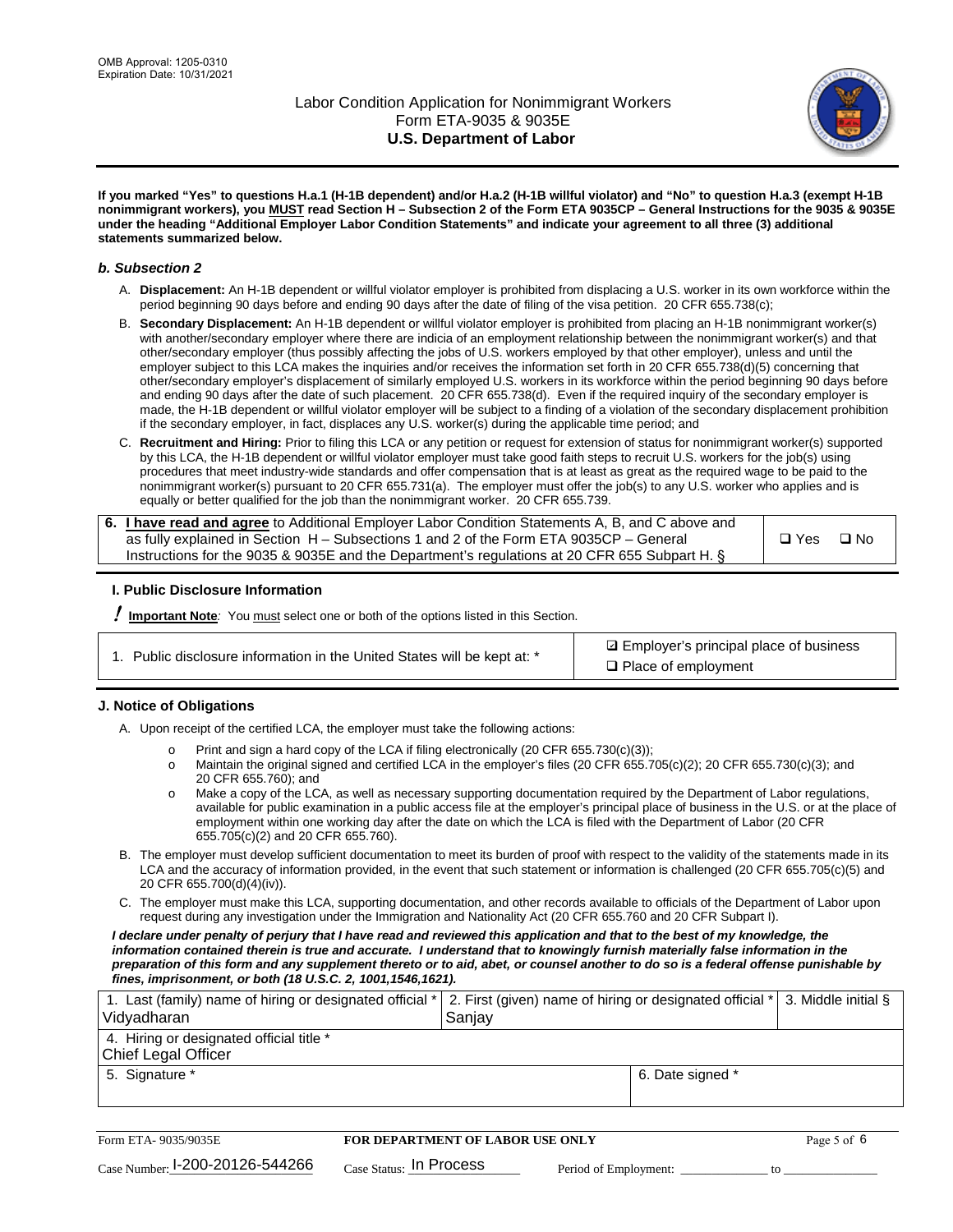**If you marked "Yes" to questions H.a.1 (H-1B dependent) and/or H.a.2 (H-1B willful violator) and "No" to question H.a.3 (exempt H-1B nonimmigrant workers), you MUST read Section H – Subsection 2 of the Form ETA 9035CP – General Instructions for the 9035 & 9035E under the heading "Additional Employer Labor Condition Statements" and indicate your agreement to all three (3) additional statements summarized below.**

### *b. Subsection 2*

A. **Displacement:** An H-1B dependent or willful violator employer is prohibited from displacing a U.S. worker in its own workforce within the period beginning 90 days before and ending 90 days after the date of filing of the visa petition. 20 CFR 655.738(c);

B. **Secondary Displacement:** An H-1B dependent or willful violator employer is prohibited from placing an H-1B nonimmigrant worker(s) with another/secondary employer where there are indicia of an employment relationship between the nonimmigrant worker(s) and that other/secondary employer (thus possibly affecting the jobs of U.S. workers employed by that other employer), unless and until the employer subject to this LCA makes the inquiries and/or receives the information set forth in 20 CFR 655.738(d)(5) concerning that other/secondary employer's displacement of similarly employed U.S. workers in its workforce within the period beginning 90 days before and ending 90 days after the date of such placement. 20 CFR 655.738(d). Even if the required inquiry of the secondary employer is made, the H-1B dependent or willful violator employer will be subject to a finding of a violation of the secondary displacement prohibition if the secondary employer, in fact, displaces any U.S. worker(s) during the applicable time period; and

C. **Recruitment and Hiring:** Prior to filing this LCA or any petition or request for extension of status for nonimmigrant worker(s) supported by this LCA, the H-1B dependent or willful violator employer must take good faith steps to recruit U.S. workers for the job(s) using procedures that meet industry-wide standards and offer compensation that is at least as great as the required wage to be paid to the nonimmigrant worker(s) pursuant to 20 CFR 655.731(a). The employer must offer the job(s) to any U.S. worker who applies and is equally or better qualified for the job than the nonimmigrant worker. 20 CFR 655.739.

| 6. **I have read and agree** to Additional Employer Labor Condition Statements A, B, and C above and as fully explained in Section H – Subsections 1 and 2 of the Form ETA 9035CP – General Instructions for the 9035 & 9035E and the Department's regulations at 20 CFR 655 Subpart H. § | ❑ Yes ❑ No |
|---|---|

### I. Public Disclosure Information

**! Important Note***:* You must select one or both of the options listed in this Section.

| 1. Public disclosure information in the United States will be kept at: * | ☑ Employer's principal place of business<br>❑ Place of employment |
|---|---|

### J. Notice of Obligations

A. Upon receipt of the certified LCA, the employer must take the following actions:

- o Print and sign a hard copy of the LCA if filing electronically (20 CFR 655.730(c)(3));
- o Maintain the original signed and certified LCA in the employer's files (20 CFR 655.705(c)(2); 20 CFR 655.730(c)(3); and 20 CFR 655.760); and
- o Make a copy of the LCA, as well as necessary supporting documentation required by the Department of Labor regulations, available for public examination in a public access file at the employer's principal place of business in the U.S. or at the place of employment within one working day after the date on which the LCA is filed with the Department of Labor (20 CFR 655.705(c)(2) and 20 CFR 655.760).

B. The employer must develop sufficient documentation to meet its burden of proof with respect to the validity of the statements made in its LCA and the accuracy of information provided, in the event that such statement or information is challenged (20 CFR 655.705(c)(5) and 20 CFR 655.700(d)(4)(iv)).

C. The employer must make this LCA, supporting documentation, and other records available to officials of the Department of Labor upon request during any investigation under the Immigration and Nationality Act (20 CFR 655.760 and 20 CFR Subpart I).

***I declare under penalty of perjury that I have read and reviewed this application and that to the best of my knowledge, the information contained therein is true and accurate. I understand that to knowingly furnish materially false information in the preparation of this form and any supplement thereto or to aid, abet, or counsel another to do so is a federal offense punishable by fines, imprisonment, or both (18 U.S.C. 2, 1001,1546,1621).***

| 1. Last (family) name of hiring or designated official *<br>Vidyadharan | 2. First (given) name of hiring or designated official *<br>Sanjay | 3. Middle initial § |
|---|---|---|
| 4. Hiring or designated official title *<br>Chief Legal Officer | | |
| 5. Signature * | 6. Date signed * | |

Form ETA- 9035/9035E | **FOR DEPARTMENT OF LABOR USE ONLY**

Case Number: I-200-20126-544266 Case Status: In Process Period of Employment: ____________ to ____________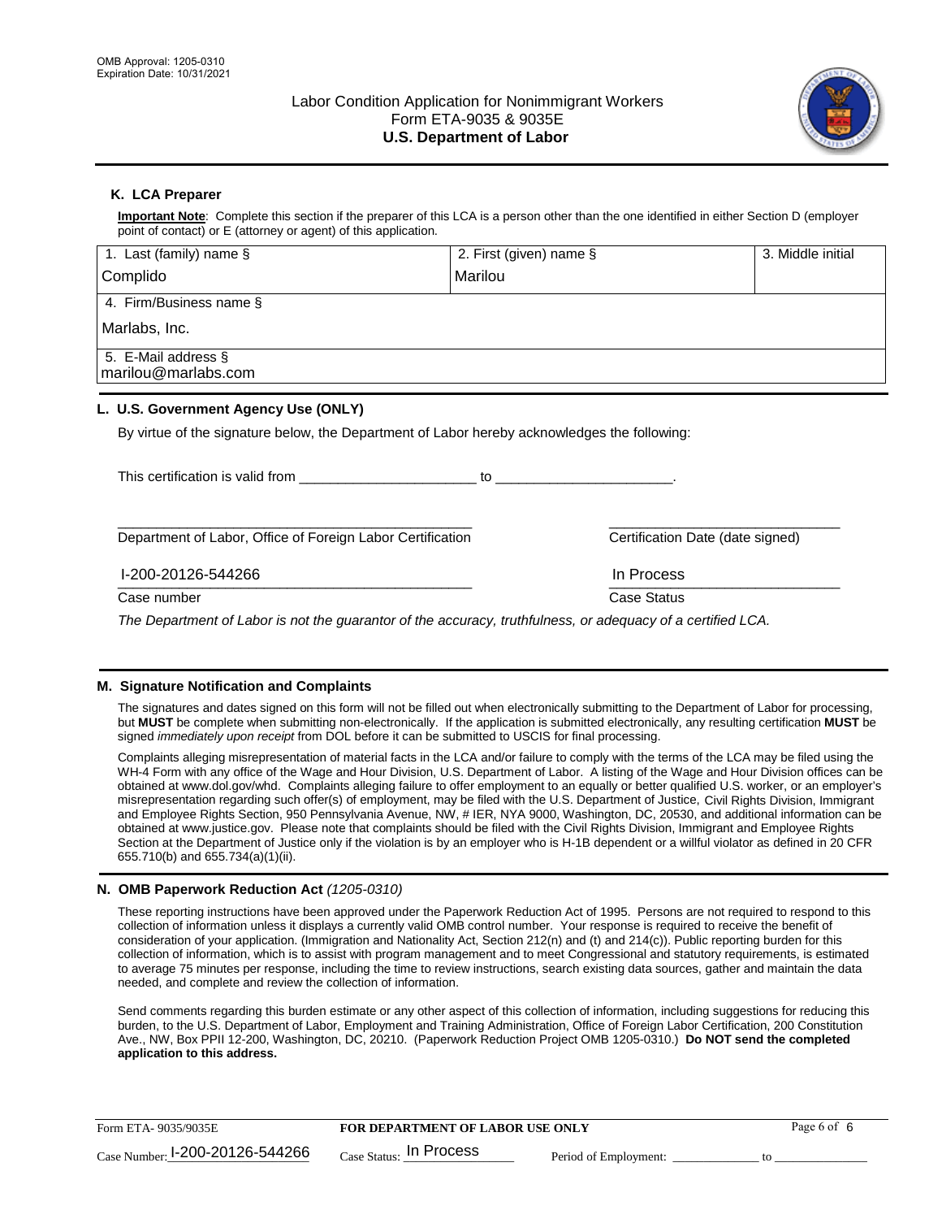OMB Approval: 1205-0310
Expiration Date: 10/31/2021

Labor Condition Application for Nonimmigrant Workers
Form ETA-9035 & 9035E
**U.S. Department of Labor**

### K. LCA Preparer

**Important Note**: Complete this section if the preparer of this LCA is a person other than the one identified in either Section D (employer point of contact) or E (attorney or agent) of this application.

| 1. Last (family) name § | 2. First (given) name § | 3. Middle initial |
|---|---|---|
| Complido | Marilou | |
| 4. Firm/Business name § | | |
| Marlabs, Inc. | | |
| 5. E-Mail address § | | |
| marilou@marlabs.com | | |

### L. U.S. Government Agency Use (ONLY)

By virtue of the signature below, the Department of Labor hereby acknowledges the following:

This certification is valid from _______________________ to _______________________.

_______________________________________________ Department of Labor, Office of Foreign Labor Certification

_______________________________ Certification Date (date signed)

I-200-20126-544266
Case number

In Process
Case Status

*The Department of Labor is not the guarantor of the accuracy, truthfulness, or adequacy of a certified LCA.*

### M. Signature Notification and Complaints

The signatures and dates signed on this form will not be filled out when electronically submitting to the Department of Labor for processing, but **MUST** be complete when submitting non-electronically. If the application is submitted electronically, any resulting certification **MUST** be signed *immediately upon receipt* from DOL before it can be submitted to USCIS for final processing.

Complaints alleging misrepresentation of material facts in the LCA and/or failure to comply with the terms of the LCA may be filed using the WH-4 Form with any office of the Wage and Hour Division, U.S. Department of Labor. A listing of the Wage and Hour Division offices can be obtained at www.dol.gov/whd. Complaints alleging failure to offer employment to an equally or better qualified U.S. worker, or an employer's misrepresentation regarding such offer(s) of employment, may be filed with the U.S. Department of Justice, Civil Rights Division, Immigrant and Employee Rights Section, 950 Pennsylvania Avenue, NW, # IER, NYA 9000, Washington, DC, 20530, and additional information can be obtained at www.justice.gov. Please note that complaints should be filed with the Civil Rights Division, Immigrant and Employee Rights Section at the Department of Justice only if the violation is by an employer who is H-1B dependent or a willful violator as defined in 20 CFR 655.710(b) and 655.734(a)(1)(ii).

### N. OMB Paperwork Reduction Act *(1205-0310)*

These reporting instructions have been approved under the Paperwork Reduction Act of 1995. Persons are not required to respond to this collection of information unless it displays a currently valid OMB control number. Your response is required to receive the benefit of consideration of your application. (Immigration and Nationality Act, Section 212(n) and (t) and 214(c)). Public reporting burden for this collection of information, which is to assist with program management and to meet Congressional and statutory requirements, is estimated to average 75 minutes per response, including the time to review instructions, search existing data sources, gather and maintain the data needed, and complete and review the collection of information.

Send comments regarding this burden estimate or any other aspect of this collection of information, including suggestions for reducing this burden, to the U.S. Department of Labor, Employment and Training Administration, Office of Foreign Labor Certification, 200 Constitution Ave., NW, Box PPII 12-200, Washington, DC, 20210. (Paperwork Reduction Project OMB 1205-0310.) **Do NOT send the completed application to this address.**

Form ETA- 9035/9035E **FOR DEPARTMENT OF LABOR USE ONLY**

Case Number: I-200-20126-544266 Case Status: In Process Period of Employment: _____________ to _____________